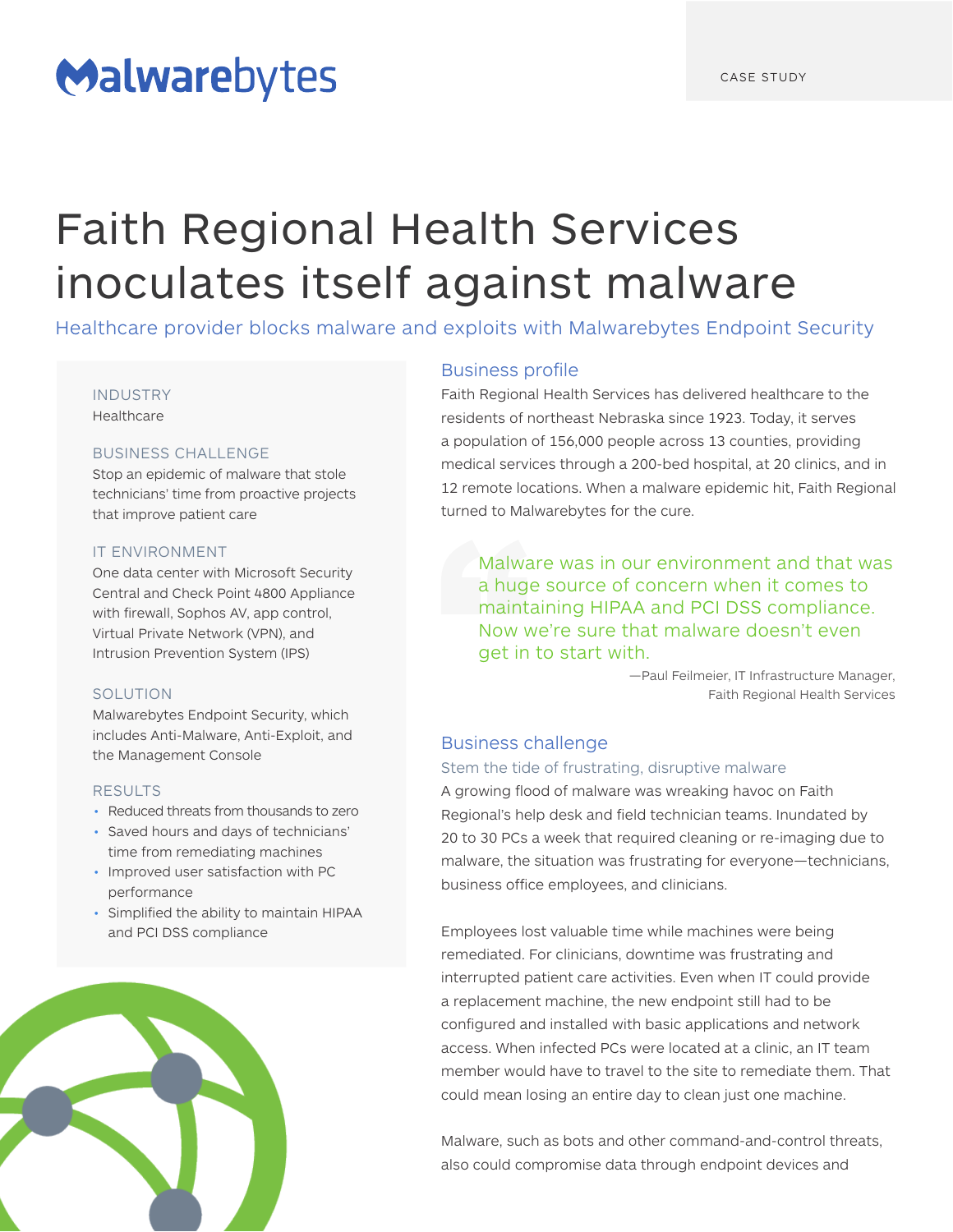Malwarebytes

CASE STUDY

# Faith Regional Health Services inoculates itself against malware

Healthcare provider blocks malware and exploits with Malwarebytes Endpoint Security

**INDUSTRY**
Healthcare

**BUSINESS CHALLENGE**
Stop an epidemic of malware that stole technicians' time from proactive projects that improve patient care

**IT ENVIRONMENT**
One data center with Microsoft Security Central and Check Point 4800 Appliance with firewall, Sophos AV, app control, Virtual Private Network (VPN), and Intrusion Prevention System (IPS)

**SOLUTION**
Malwarebytes Endpoint Security, which includes Anti-Malware, Anti-Exploit, and the Management Console

**RESULTS**

- Reduced threats from thousands to zero
- Saved hours and days of technicians' time from remediating machines
- Improved user satisfaction with PC performance
- Simplified the ability to maintain HIPAA and PCI DSS compliance

## Business profile

Faith Regional Health Services has delivered healthcare to the residents of northeast Nebraska since 1923. Today, it serves a population of 156,000 people across 13 counties, providing medical services through a 200-bed hospital, at 20 clinics, and in 12 remote locations. When a malware epidemic hit, Faith Regional turned to Malwarebytes for the cure.

> Malware was in our environment and that was a huge source of concern when it comes to maintaining HIPAA and PCI DSS compliance. Now we're sure that malware doesn't even get in to start with.
>
> —Paul Feilmeier, IT Infrastructure Manager, Faith Regional Health Services

## Business challenge

### Stem the tide of frustrating, disruptive malware

A growing flood of malware was wreaking havoc on Faith Regional's help desk and field technician teams. Inundated by 20 to 30 PCs a week that required cleaning or re-imaging due to malware, the situation was frustrating for everyone—technicians, business office employees, and clinicians.

Employees lost valuable time while machines were being remediated. For clinicians, downtime was frustrating and interrupted patient care activities. Even when IT could provide a replacement machine, the new endpoint still had to be configured and installed with basic applications and network access. When infected PCs were located at a clinic, an IT team member would have to travel to the site to remediate them. That could mean losing an entire day to clean just one machine.

Malware, such as bots and other command-and-control threats, also could compromise data through endpoint devices and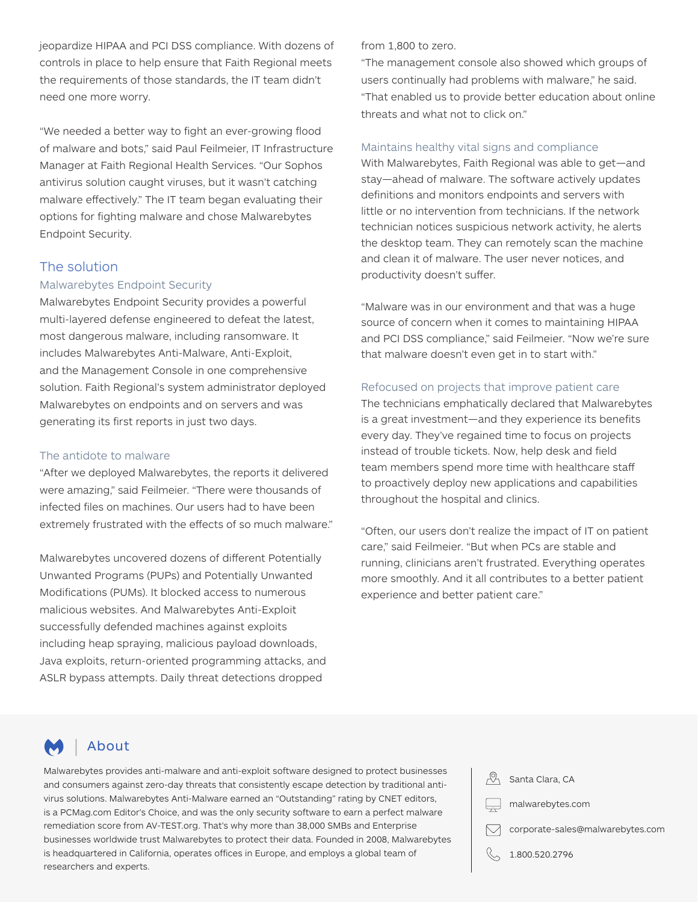jeopardize HIPAA and PCI DSS compliance. With dozens of controls in place to help ensure that Faith Regional meets the requirements of those standards, the IT team didn't need one more worry.

"We needed a better way to fight an ever-growing flood of malware and bots," said Paul Feilmeier, IT Infrastructure Manager at Faith Regional Health Services. "Our Sophos antivirus solution caught viruses, but it wasn't catching malware effectively." The IT team began evaluating their options for fighting malware and chose Malwarebytes Endpoint Security.

## The solution

### Malwarebytes Endpoint Security

Malwarebytes Endpoint Security provides a powerful multi-layered defense engineered to defeat the latest, most dangerous malware, including ransomware. It includes Malwarebytes Anti-Malware, Anti-Exploit, and the Management Console in one comprehensive solution. Faith Regional's system administrator deployed Malwarebytes on endpoints and on servers and was generating its first reports in just two days.

### The antidote to malware

"After we deployed Malwarebytes, the reports it delivered were amazing," said Feilmeier. "There were thousands of infected files on machines. Our users had to have been extremely frustrated with the effects of so much malware."

Malwarebytes uncovered dozens of different Potentially Unwanted Programs (PUPs) and Potentially Unwanted Modifications (PUMs). It blocked access to numerous malicious websites. And Malwarebytes Anti-Exploit successfully defended machines against exploits including heap spraying, malicious payload downloads, Java exploits, return-oriented programming attacks, and ASLR bypass attempts. Daily threat detections dropped from 1,800 to zero.

"The management console also showed which groups of users continually had problems with malware," he said. "That enabled us to provide better education about online threats and what not to click on."

### Maintains healthy vital signs and compliance

With Malwarebytes, Faith Regional was able to get—and stay—ahead of malware. The software actively updates definitions and monitors endpoints and servers with little or no intervention from technicians. If the network technician notices suspicious network activity, he alerts the desktop team. They can remotely scan the machine and clean it of malware. The user never notices, and productivity doesn't suffer.

"Malware was in our environment and that was a huge source of concern when it comes to maintaining HIPAA and PCI DSS compliance," said Feilmeier. "Now we're sure that malware doesn't even get in to start with."

### Refocused on projects that improve patient care

The technicians emphatically declared that Malwarebytes is a great investment—and they experience its benefits every day. They've regained time to focus on projects instead of trouble tickets. Now, help desk and field team members spend more time with healthcare staff to proactively deploy new applications and capabilities throughout the hospital and clinics.

"Often, our users don't realize the impact of IT on patient care," said Feilmeier. "But when PCs are stable and running, clinicians aren't frustrated. Everything operates more smoothly. And it all contributes to a better patient experience and better patient care."

## About

Malwarebytes provides anti-malware and anti-exploit software designed to protect businesses and consumers against zero-day threats that consistently escape detection by traditional anti-virus solutions. Malwarebytes Anti-Malware earned an "Outstanding" rating by CNET editors, is a PCMag.com Editor's Choice, and was the only security software to earn a perfect malware remediation score from AV-TEST.org. That's why more than 38,000 SMBs and Enterprise businesses worldwide trust Malwarebytes to protect their data. Founded in 2008, Malwarebytes is headquartered in California, operates offices in Europe, and employs a global team of researchers and experts.

Santa Clara, CA

malwarebytes.com

corporate-sales@malwarebytes.com

1.800.520.2796